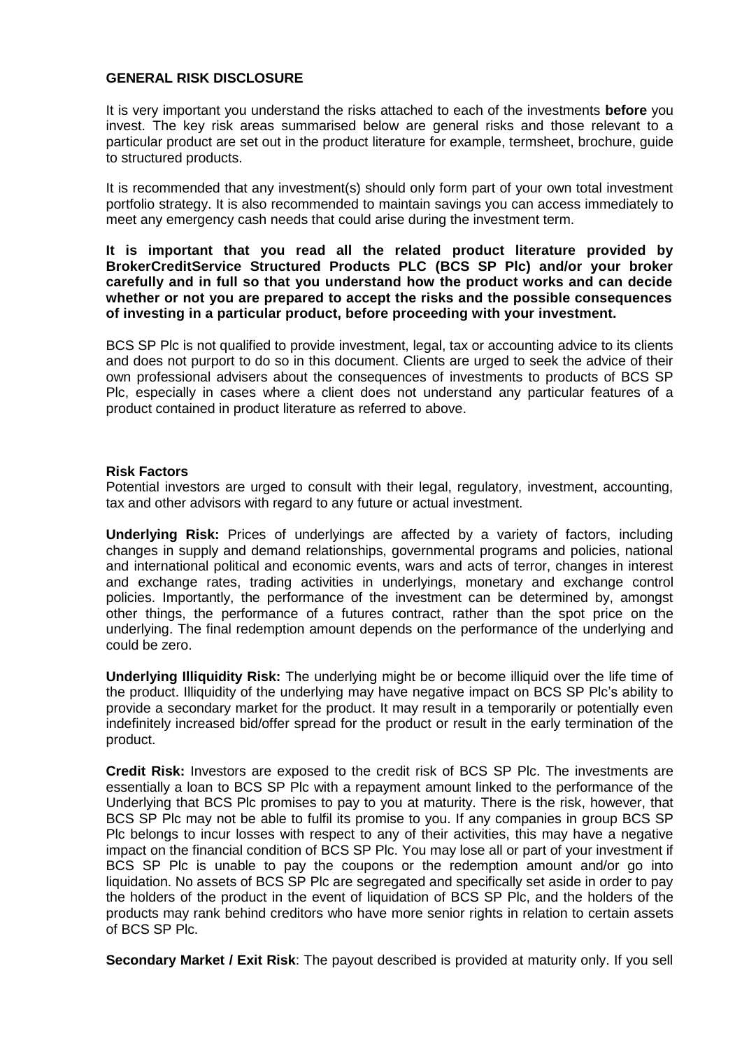**GENERAL RISK DISCLOSURE**

It is very important you understand the risks attached to each of the investments **before** you invest. The key risk areas summarised below are general risks and those relevant to a particular product are set out in the product literature for example, termsheet, brochure, guide to structured products.

It is recommended that any investment(s) should only form part of your own total investment portfolio strategy. It is also recommended to maintain savings you can access immediately to meet any emergency cash needs that could arise during the investment term.

**It is important that you read all the related product literature provided by BrokerCreditService Structured Products PLC (BCS SP Plc) and/or your broker carefully and in full so that you understand how the product works and can decide whether or not you are prepared to accept the risks and the possible consequences of investing in a particular product, before proceeding with your investment.**

BCS SP Plc is not qualified to provide investment, legal, tax or accounting advice to its clients and does not purport to do so in this document. Clients are urged to seek the advice of their own professional advisers about the consequences of investments to products of BCS SP Plc, especially in cases where a client does not understand any particular features of a product contained in product literature as referred to above.

**Risk Factors**

Potential investors are urged to consult with their legal, regulatory, investment, accounting, tax and other advisors with regard to any future or actual investment.

**Underlying Risk:** Prices of underlyings are affected by a variety of factors, including changes in supply and demand relationships, governmental programs and policies, national and international political and economic events, wars and acts of terror, changes in interest and exchange rates, trading activities in underlyings, monetary and exchange control policies. Importantly, the performance of the investment can be determined by, amongst other things, the performance of a futures contract, rather than the spot price on the underlying. The final redemption amount depends on the performance of the underlying and could be zero.

**Underlying Illiquidity Risk:** The underlying might be or become illiquid over the life time of the product. Illiquidity of the underlying may have negative impact on BCS SP Plc's ability to provide a secondary market for the product. It may result in a temporarily or potentially even indefinitely increased bid/offer spread for the product or result in the early termination of the product.

**Credit Risk:** Investors are exposed to the credit risk of BCS SP Plc. The investments are essentially a loan to BCS SP Plc with a repayment amount linked to the performance of the Underlying that BCS Plc promises to pay to you at maturity. There is the risk, however, that BCS SP Plc may not be able to fulfil its promise to you. If any companies in group BCS SP Plc belongs to incur losses with respect to any of their activities, this may have a negative impact on the financial condition of BCS SP Plc. You may lose all or part of your investment if BCS SP Plc is unable to pay the coupons or the redemption amount and/or go into liquidation. No assets of BCS SP Plc are segregated and specifically set aside in order to pay the holders of the product in the event of liquidation of BCS SP Plc, and the holders of the products may rank behind creditors who have more senior rights in relation to certain assets of BCS SP Plc.

**Secondary Market / Exit Risk**: The payout described is provided at maturity only. If you sell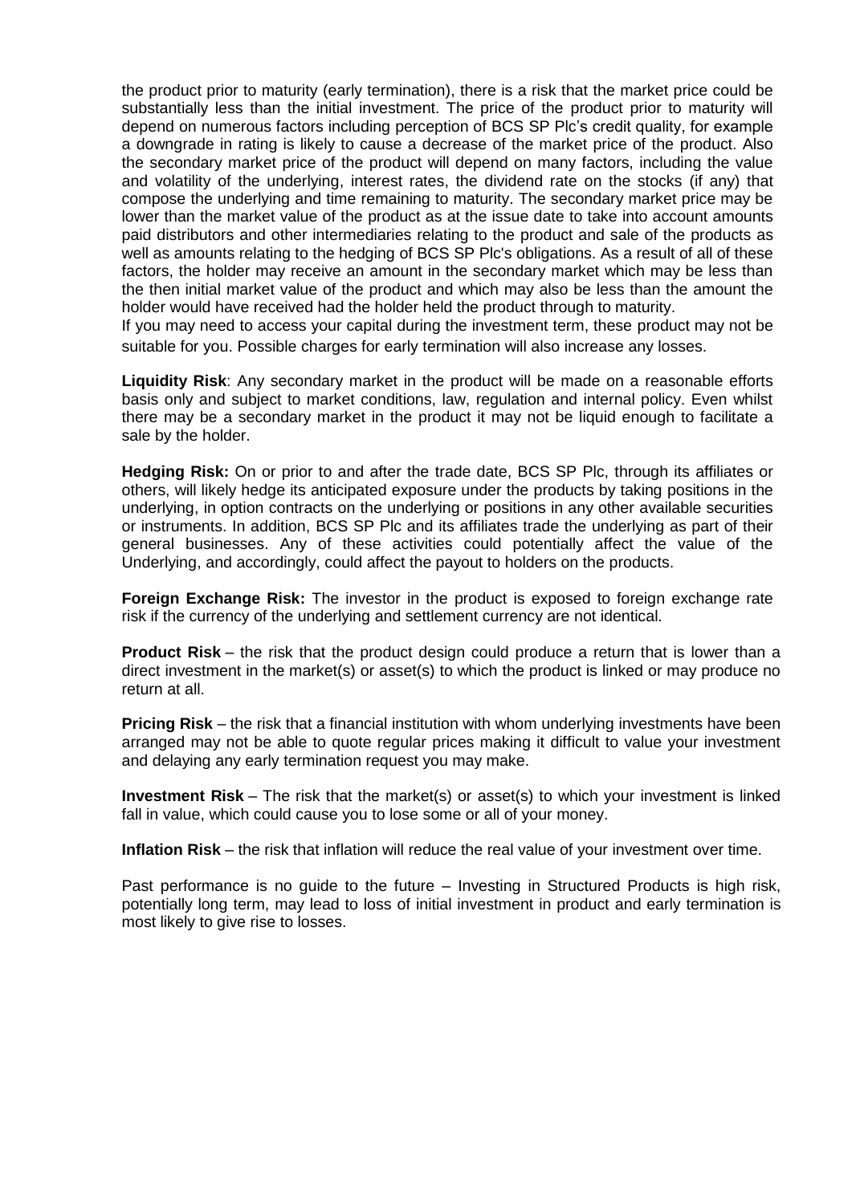the product prior to maturity (early termination), there is a risk that the market price could be substantially less than the initial investment. The price of the product prior to maturity will depend on numerous factors including perception of BCS SP Plc's credit quality, for example a downgrade in rating is likely to cause a decrease of the market price of the product. Also the secondary market price of the product will depend on many factors, including the value and volatility of the underlying, interest rates, the dividend rate on the stocks (if any) that compose the underlying and time remaining to maturity. The secondary market price may be lower than the market value of the product as at the issue date to take into account amounts paid distributors and other intermediaries relating to the product and sale of the products as well as amounts relating to the hedging of BCS SP Plc's obligations. As a result of all of these factors, the holder may receive an amount in the secondary market which may be less than the then initial market value of the product and which may also be less than the amount the holder would have received had the holder held the product through to maturity.
If you may need to access your capital during the investment term, these product may not be suitable for you. Possible charges for early termination will also increase any losses.

**Liquidity Risk**: Any secondary market in the product will be made on a reasonable efforts basis only and subject to market conditions, law, regulation and internal policy. Even whilst there may be a secondary market in the product it may not be liquid enough to facilitate a sale by the holder.

**Hedging Risk:** On or prior to and after the trade date, BCS SP Plc, through its affiliates or others, will likely hedge its anticipated exposure under the products by taking positions in the underlying, in option contracts on the underlying or positions in any other available securities or instruments. In addition, BCS SP Plc and its affiliates trade the underlying as part of their general businesses. Any of these activities could potentially affect the value of the Underlying, and accordingly, could affect the payout to holders on the products.

**Foreign Exchange Risk:** The investor in the product is exposed to foreign exchange rate risk if the currency of the underlying and settlement currency are not identical.

**Product Risk** – the risk that the product design could produce a return that is lower than a direct investment in the market(s) or asset(s) to which the product is linked or may produce no return at all.

**Pricing Risk** – the risk that a financial institution with whom underlying investments have been arranged may not be able to quote regular prices making it difficult to value your investment and delaying any early termination request you may make.

**Investment Risk** – The risk that the market(s) or asset(s) to which your investment is linked fall in value, which could cause you to lose some or all of your money.

**Inflation Risk** – the risk that inflation will reduce the real value of your investment over time.

Past performance is no guide to the future – Investing in Structured Products is high risk, potentially long term, may lead to loss of initial investment in product and early termination is most likely to give rise to losses.